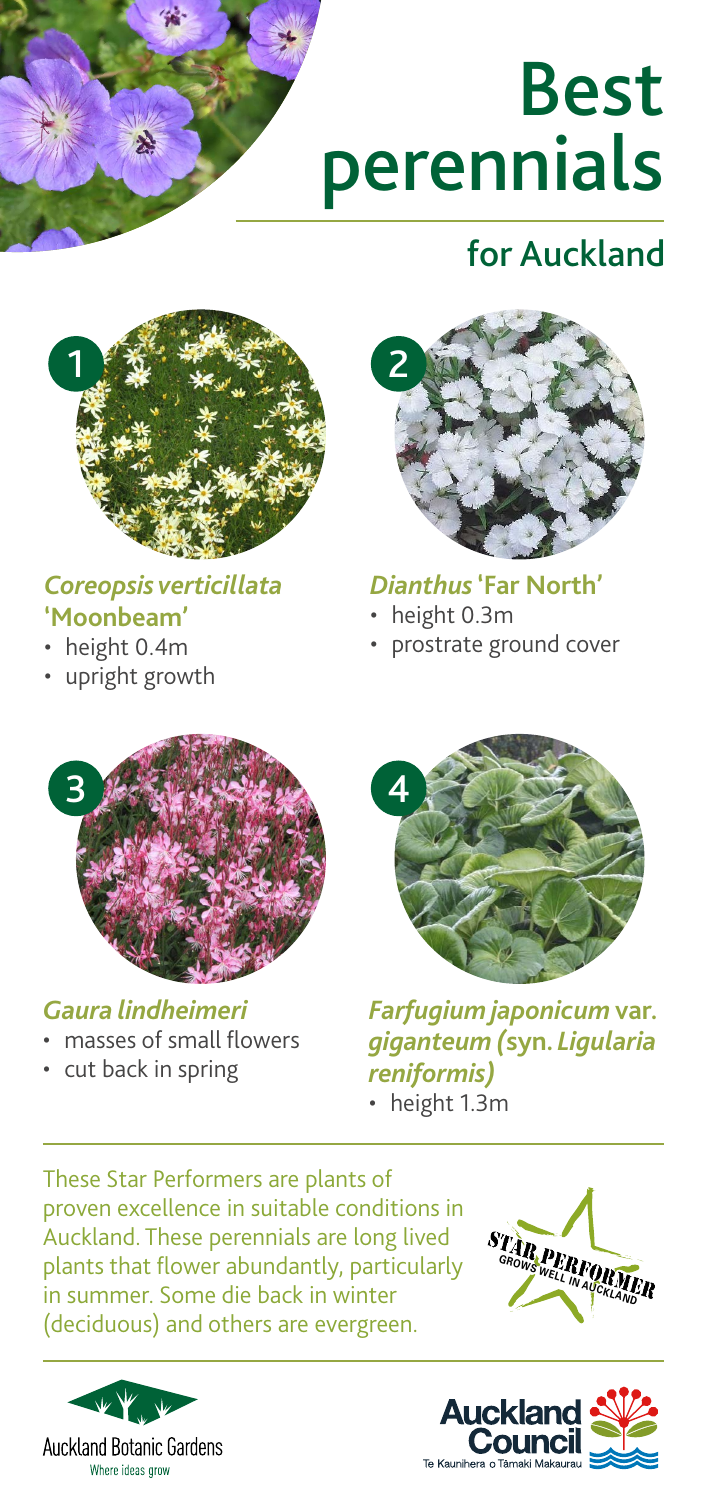# Best perennials

## for Auckland

1

### *Coreopsis verticillata* 'Moonbeam'

- height 0.4m
- upright growth

2

### *Dianthus* 'Far North'

- height 0.3m
- prostrate ground cover

3

### *Gaura lindheimeri*

- masses of small flowers
- cut back in spring

4

### *Farfugium japonicum* var. *giganteum* (syn. *Ligularia reniformis*)

- height 1.3m

These Star Performers are plants of proven excellence in suitable conditions in Auckland. These perennials are long lived plants that flower abundantly, particularly in summer. Some die back in winter (deciduous) and others are evergreen.

STAR PERFORMER GROWS WELL IN AUCKLAND

Auckland Botanic Gardens
Where ideas grow

Auckland Council
Te Kaunihera o Tāmaki Makaurau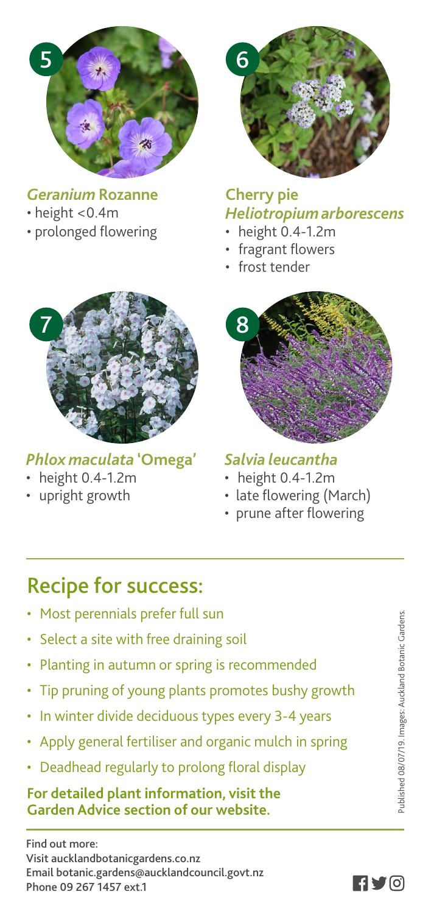5

*Geranium* **Rozanne**

- height <0.4m
- prolonged flowering

6

**Cherry pie**
***Heliotropium arborescens***

- height 0.4-1.2m
- fragrant flowers
- frost tender

7

*Phlox maculata* **'Omega'**

- height 0.4-1.2m
- upright growth

8

*Salvia leucantha*

- height 0.4-1.2m
- late flowering (March)
- prune after flowering

## Recipe for success:

- Most perennials prefer full sun
- Select a site with free draining soil
- Planting in autumn or spring is recommended
- Tip pruning of young plants promotes bushy growth
- In winter divide deciduous types every 3-4 years
- Apply general fertiliser and organic mulch in spring
- Deadhead regularly to prolong floral display

**For detailed plant information, visit the Garden Advice section of our website.**

Find out more:
Visit aucklandbotanicgardens.co.nz
Email botanic.gardens@aucklandcouncil.govt.nz
Phone 09 267 1457 ext.1

Published 08/07/19. Images: Auckland Botanic Gardens.